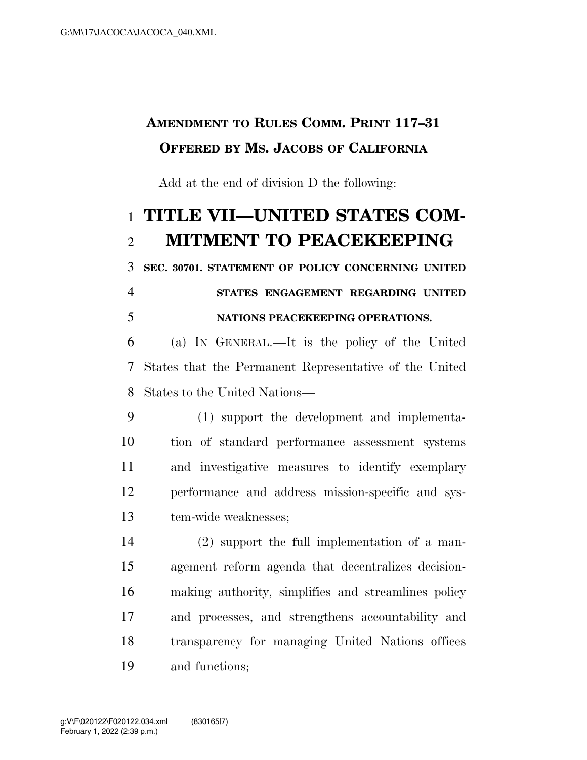**AMENDMENT TO RULES COMM. PRINT 117–31**
**OFFERED BY MS. JACOBS OF CALIFORNIA**

Add at the end of division D the following:

# TITLE VII—UNITED STATES COMMITMENT TO PEACEKEEPING

### SEC. 30701. STATEMENT OF POLICY CONCERNING UNITED STATES ENGAGEMENT REGARDING UNITED NATIONS PEACEKEEPING OPERATIONS.

(a) IN GENERAL.—It is the policy of the United States that the Permanent Representative of the United States to the United Nations—

(1) support the development and implementation of standard performance assessment systems and investigative measures to identify exemplary performance and address mission-specific and system-wide weaknesses;

(2) support the full implementation of a management reform agenda that decentralizes decision-making authority, simplifies and streamlines policy and processes, and strengthens accountability and transparency for managing United Nations offices and functions;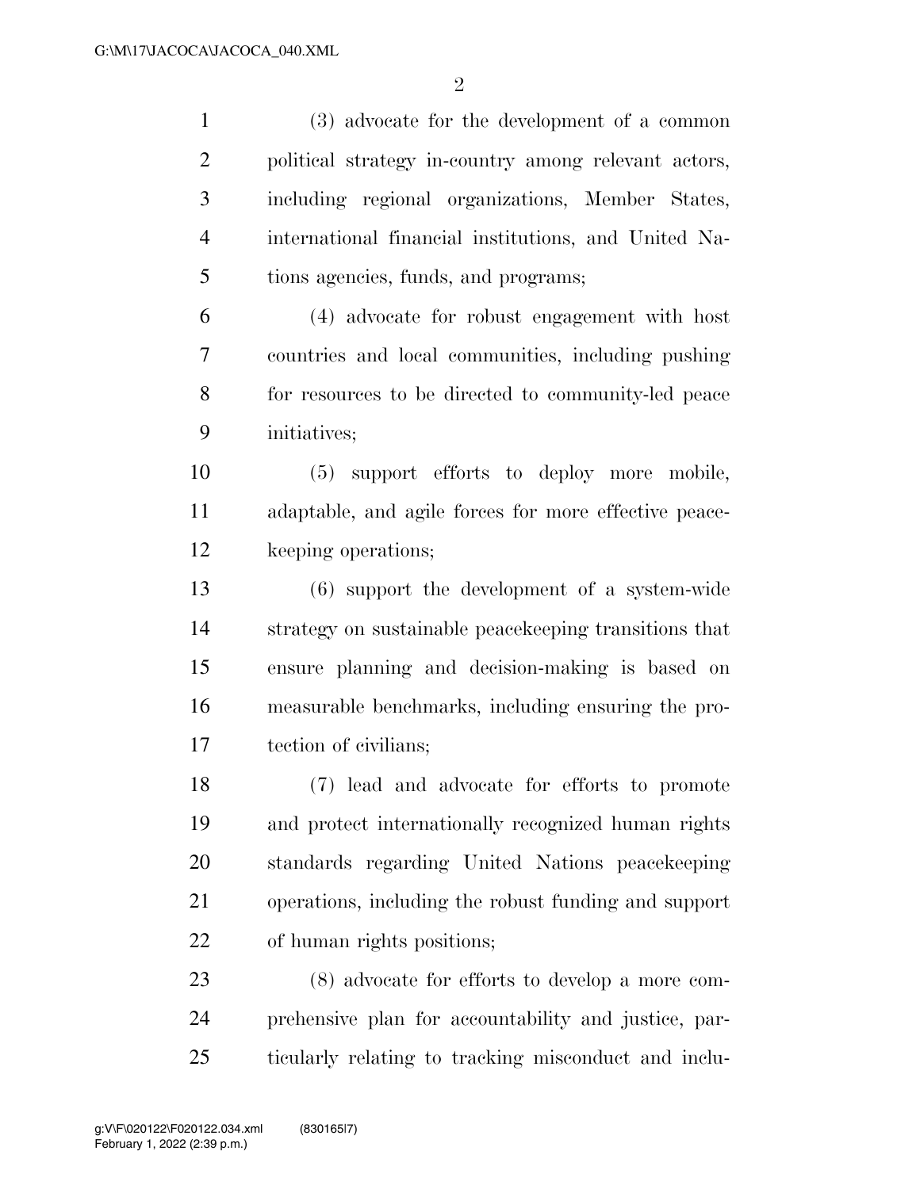(3) advocate for the development of a common political strategy in-country among relevant actors, including regional organizations, Member States, international financial institutions, and United Nations agencies, funds, and programs;

(4) advocate for robust engagement with host countries and local communities, including pushing for resources to be directed to community-led peace initiatives;

(5) support efforts to deploy more mobile, adaptable, and agile forces for more effective peacekeeping operations;

(6) support the development of a system-wide strategy on sustainable peacekeeping transitions that ensure planning and decision-making is based on measurable benchmarks, including ensuring the protection of civilians;

(7) lead and advocate for efforts to promote and protect internationally recognized human rights standards regarding United Nations peacekeeping operations, including the robust funding and support of human rights positions;

(8) advocate for efforts to develop a more comprehensive plan for accountability and justice, particularly relating to tracking misconduct and inclu-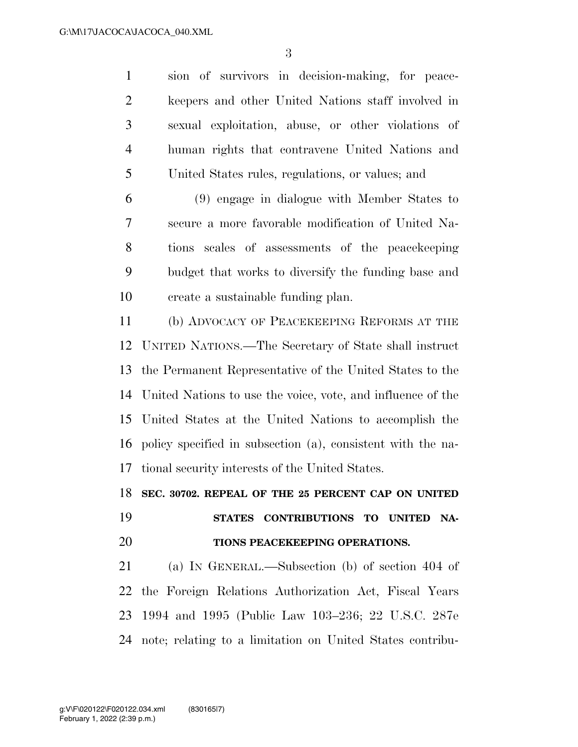sion of survivors in decision-making, for peacekeepers and other United Nations staff involved in sexual exploitation, abuse, or other violations of human rights that contravene United Nations and United States rules, regulations, or values; and

(9) engage in dialogue with Member States to secure a more favorable modification of United Nations scales of assessments of the peacekeeping budget that works to diversify the funding base and create a sustainable funding plan.

(b) ADVOCACY OF PEACEKEEPING REFORMS AT THE UNITED NATIONS.—The Secretary of State shall instruct the Permanent Representative of the United States to the United Nations to use the voice, vote, and influence of the United States at the United Nations to accomplish the policy specified in subsection (a), consistent with the national security interests of the United States.

**SEC. 30702. REPEAL OF THE 25 PERCENT CAP ON UNITED STATES CONTRIBUTIONS TO UNITED NATIONS PEACEKEEPING OPERATIONS.**

(a) IN GENERAL.—Subsection (b) of section 404 of the Foreign Relations Authorization Act, Fiscal Years 1994 and 1995 (Public Law 103–236; 22 U.S.C. 287e note; relating to a limitation on United States contribu-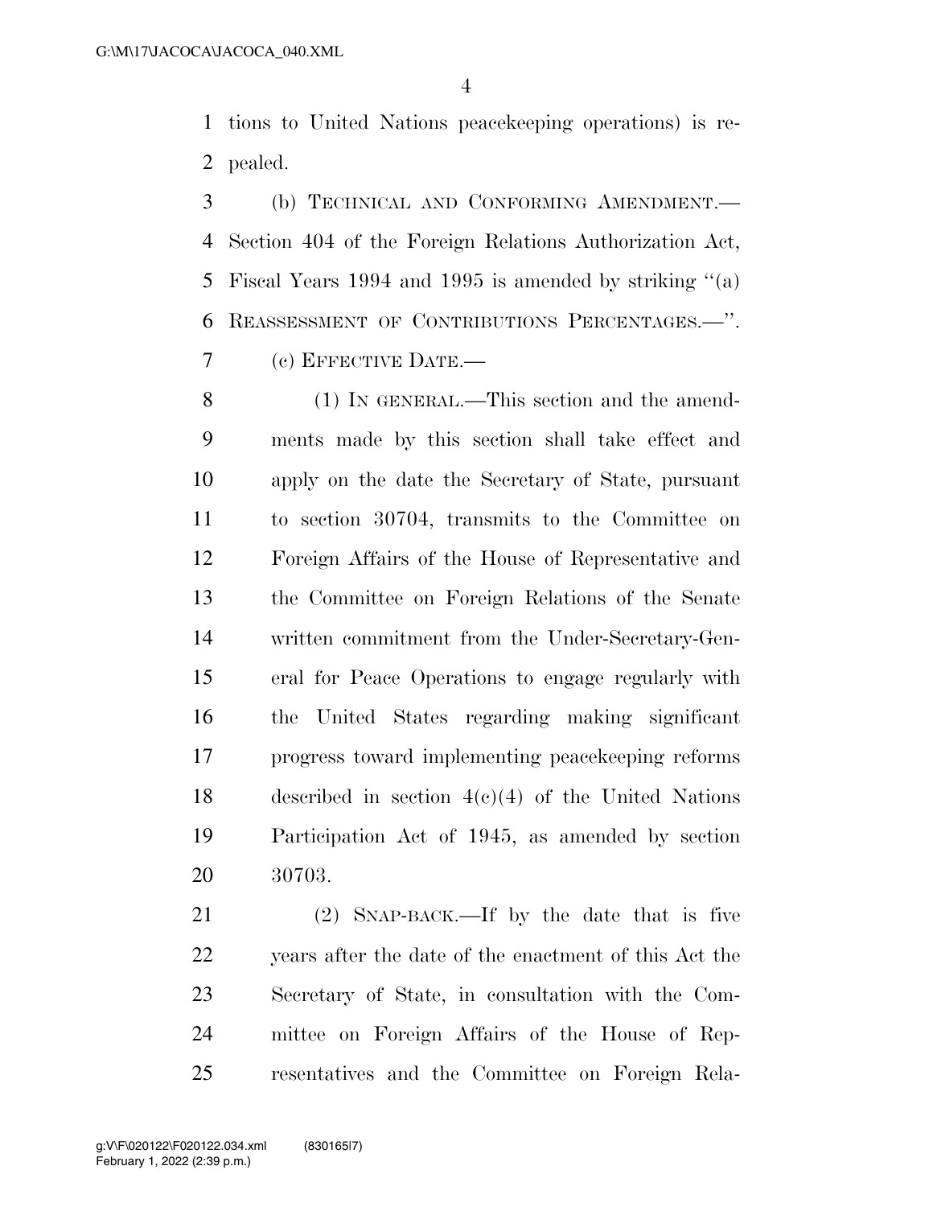tions to United Nations peacekeeping operations) is repealed.

(b) TECHNICAL AND CONFORMING AMENDMENT.—Section 404 of the Foreign Relations Authorization Act, Fiscal Years 1994 and 1995 is amended by striking "(a) REASSESSMENT OF CONTRIBUTIONS PERCENTAGES.—".

(c) EFFECTIVE DATE.—

(1) IN GENERAL.—This section and the amendments made by this section shall take effect and apply on the date the Secretary of State, pursuant to section 30704, transmits to the Committee on Foreign Affairs of the House of Representative and the Committee on Foreign Relations of the Senate written commitment from the Under-Secretary-General for Peace Operations to engage regularly with the United States regarding making significant progress toward implementing peacekeeping reforms described in section 4(c)(4) of the United Nations Participation Act of 1945, as amended by section 30703.

(2) SNAP-BACK.—If by the date that is five years after the date of the enactment of this Act the Secretary of State, in consultation with the Committee on Foreign Affairs of the House of Representatives and the Committee on Foreign Rela-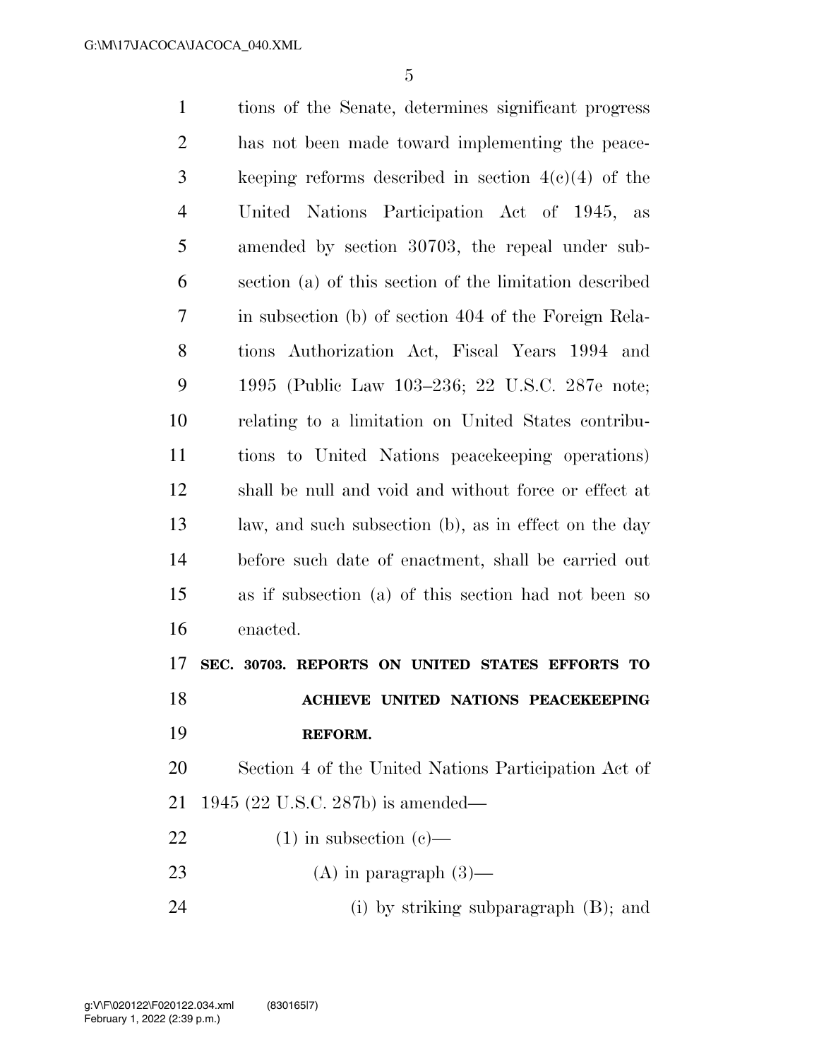tions of the Senate, determines significant progress has not been made toward implementing the peacekeeping reforms described in section 4(c)(4) of the United Nations Participation Act of 1945, as amended by section 30703, the repeal under subsection (a) of this section of the limitation described in subsection (b) of section 404 of the Foreign Relations Authorization Act, Fiscal Years 1994 and 1995 (Public Law 103–236; 22 U.S.C. 287e note; relating to a limitation on United States contributions to United Nations peacekeeping operations) shall be null and void and without force or effect at law, and such subsection (b), as in effect on the day before such date of enactment, shall be carried out as if subsection (a) of this section had not been so enacted.

**SEC. 30703. REPORTS ON UNITED STATES EFFORTS TO ACHIEVE UNITED NATIONS PEACEKEEPING REFORM.**

Section 4 of the United Nations Participation Act of 1945 (22 U.S.C. 287b) is amended—

(1) in subsection (c)—

(A) in paragraph (3)—

(i) by striking subparagraph (B); and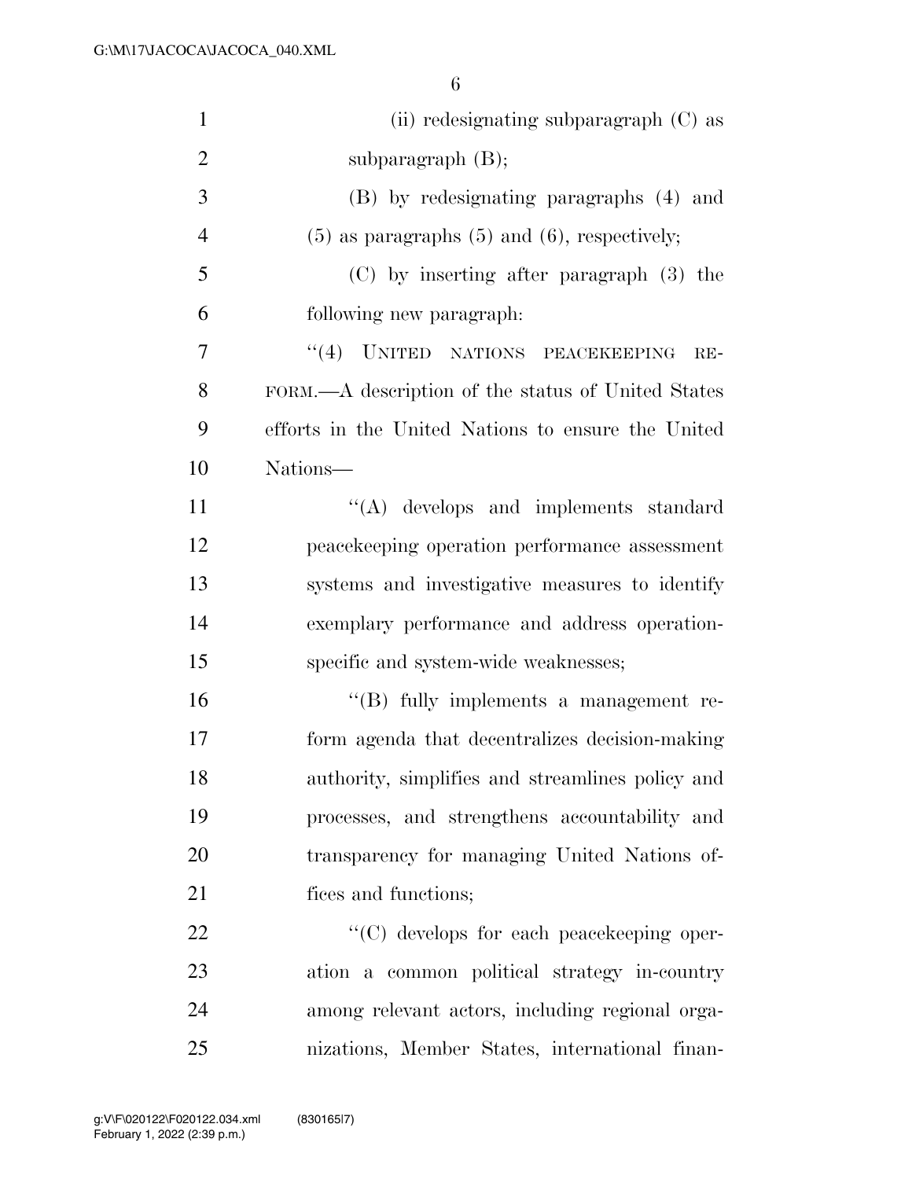(ii) redesignating subparagraph (C) as subparagraph (B);

(B) by redesignating paragraphs (4) and (5) as paragraphs (5) and (6), respectively;

(C) by inserting after paragraph (3) the following new paragraph:

"(4) UNITED NATIONS PEACEKEEPING REFORM.—A description of the status of United States efforts in the United Nations to ensure the United Nations—

"(A) develops and implements standard peacekeeping operation performance assessment systems and investigative measures to identify exemplary performance and address operation-specific and system-wide weaknesses;

"(B) fully implements a management reform agenda that decentralizes decision-making authority, simplifies and streamlines policy and processes, and strengthens accountability and transparency for managing United Nations offices and functions;

"(C) develops for each peacekeeping operation a common political strategy in-country among relevant actors, including regional organizations, Member States, international finan-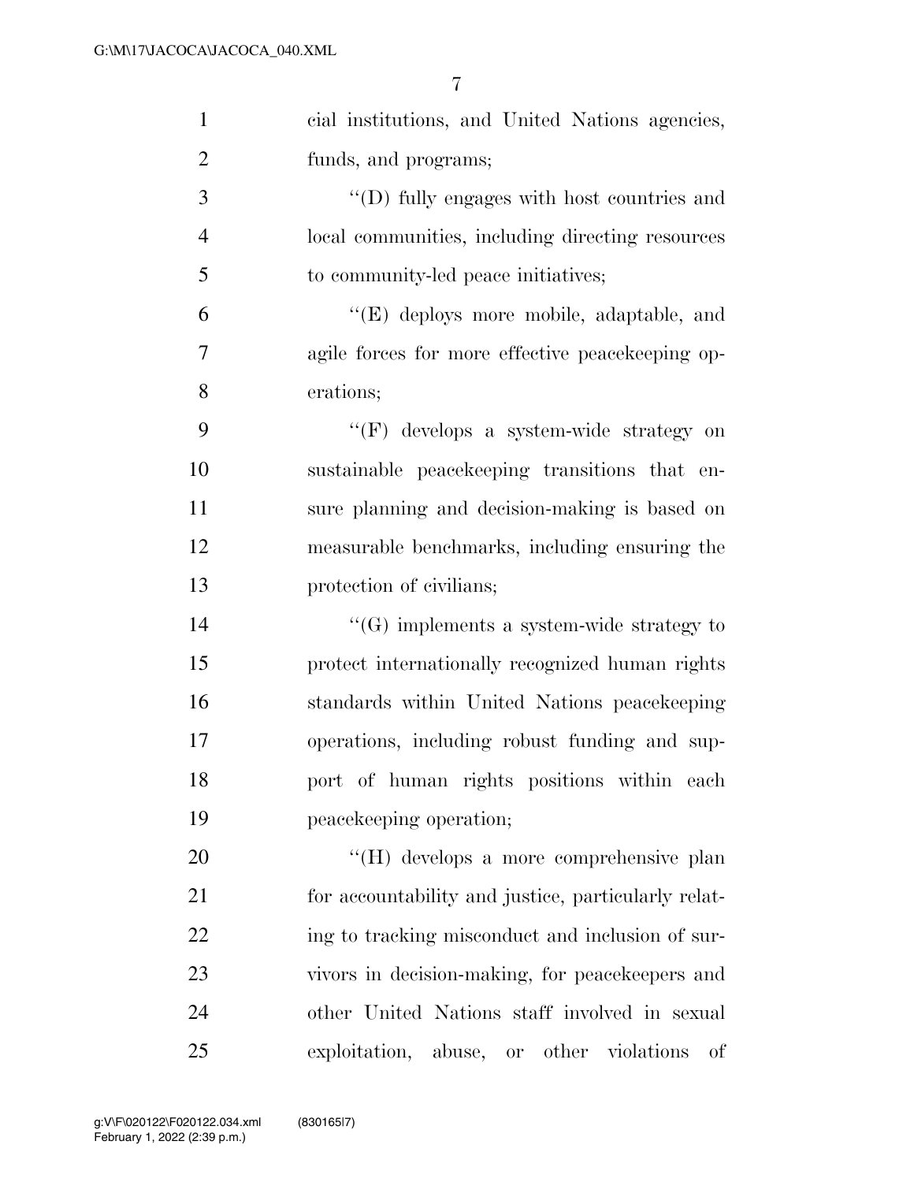cial institutions, and United Nations agencies, funds, and programs;

"(D) fully engages with host countries and local communities, including directing resources to community-led peace initiatives;

"(E) deploys more mobile, adaptable, and agile forces for more effective peacekeeping operations;

"(F) develops a system-wide strategy on sustainable peacekeeping transitions that ensure planning and decision-making is based on measurable benchmarks, including ensuring the protection of civilians;

"(G) implements a system-wide strategy to protect internationally recognized human rights standards within United Nations peacekeeping operations, including robust funding and support of human rights positions within each peacekeeping operation;

"(H) develops a more comprehensive plan for accountability and justice, particularly relating to tracking misconduct and inclusion of survivors in decision-making, for peacekeepers and other United Nations staff involved in sexual exploitation, abuse, or other violations of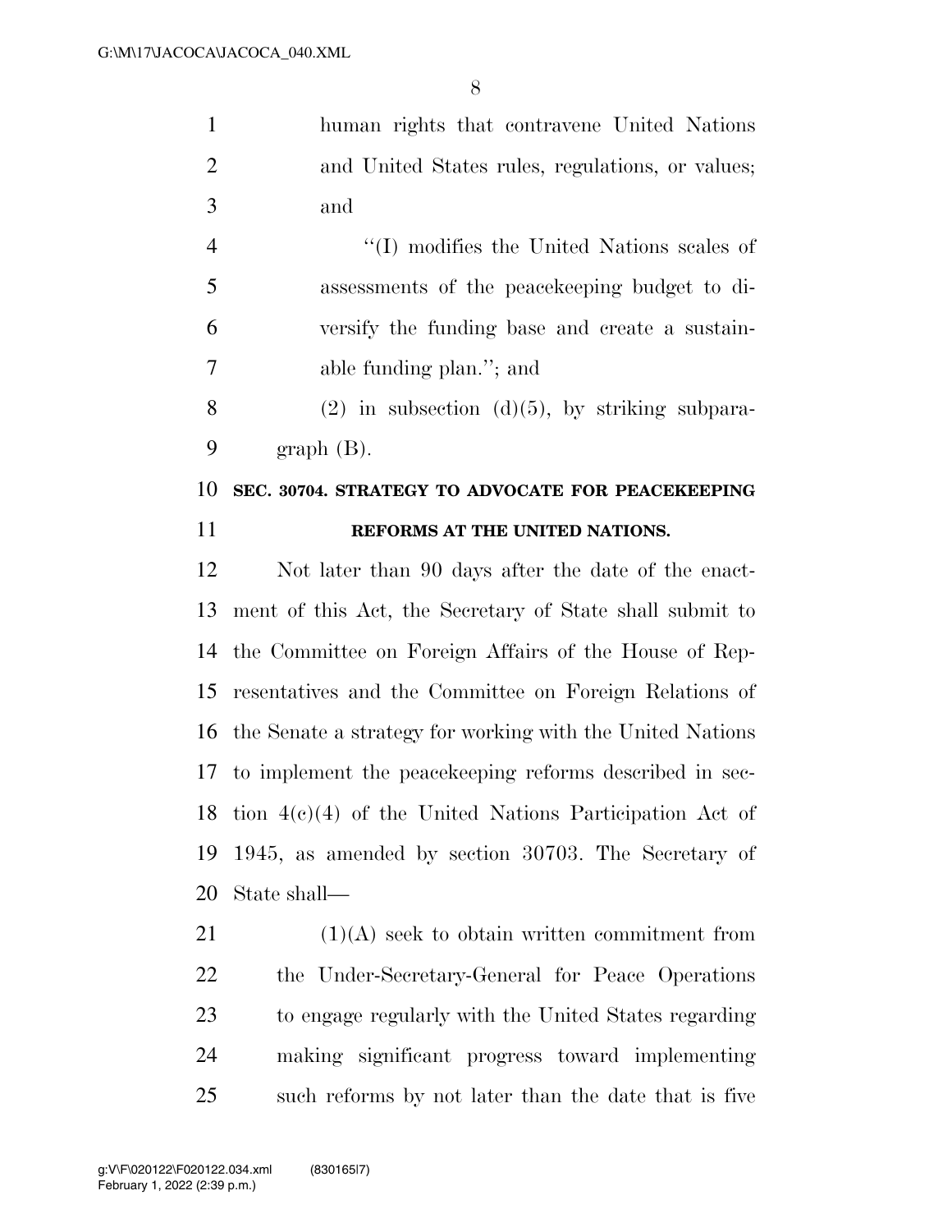human rights that contravene United Nations and United States rules, regulations, or values; and

"(I) modifies the United Nations scales of assessments of the peacekeeping budget to diversify the funding base and create a sustainable funding plan."; and

(2) in subsection (d)(5), by striking subparagraph (B).

**SEC. 30704. STRATEGY TO ADVOCATE FOR PEACEKEEPING REFORMS AT THE UNITED NATIONS.**

Not later than 90 days after the date of the enactment of this Act, the Secretary of State shall submit to the Committee on Foreign Affairs of the House of Representatives and the Committee on Foreign Relations of the Senate a strategy for working with the United Nations to implement the peacekeeping reforms described in section 4(c)(4) of the United Nations Participation Act of 1945, as amended by section 30703. The Secretary of State shall—

(1)(A) seek to obtain written commitment from the Under-Secretary-General for Peace Operations to engage regularly with the United States regarding making significant progress toward implementing such reforms by not later than the date that is five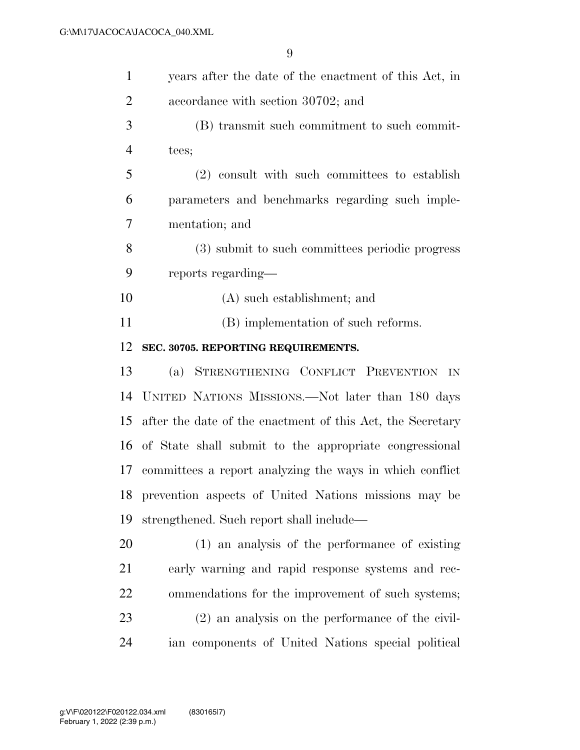years after the date of the enactment of this Act, in accordance with section 30702; and

(B) transmit such commitment to such committees;

(2) consult with such committees to establish parameters and benchmarks regarding such implementation; and

(3) submit to such committees periodic progress reports regarding—

(A) such establishment; and

(B) implementation of such reforms.

**SEC. 30705. REPORTING REQUIREMENTS.**

(a) STRENGTHENING CONFLICT PREVENTION IN UNITED NATIONS MISSIONS.—Not later than 180 days after the date of the enactment of this Act, the Secretary of State shall submit to the appropriate congressional committees a report analyzing the ways in which conflict prevention aspects of United Nations missions may be strengthened. Such report shall include—

(1) an analysis of the performance of existing early warning and rapid response systems and recommendations for the improvement of such systems;

(2) an analysis on the performance of the civilian components of United Nations special political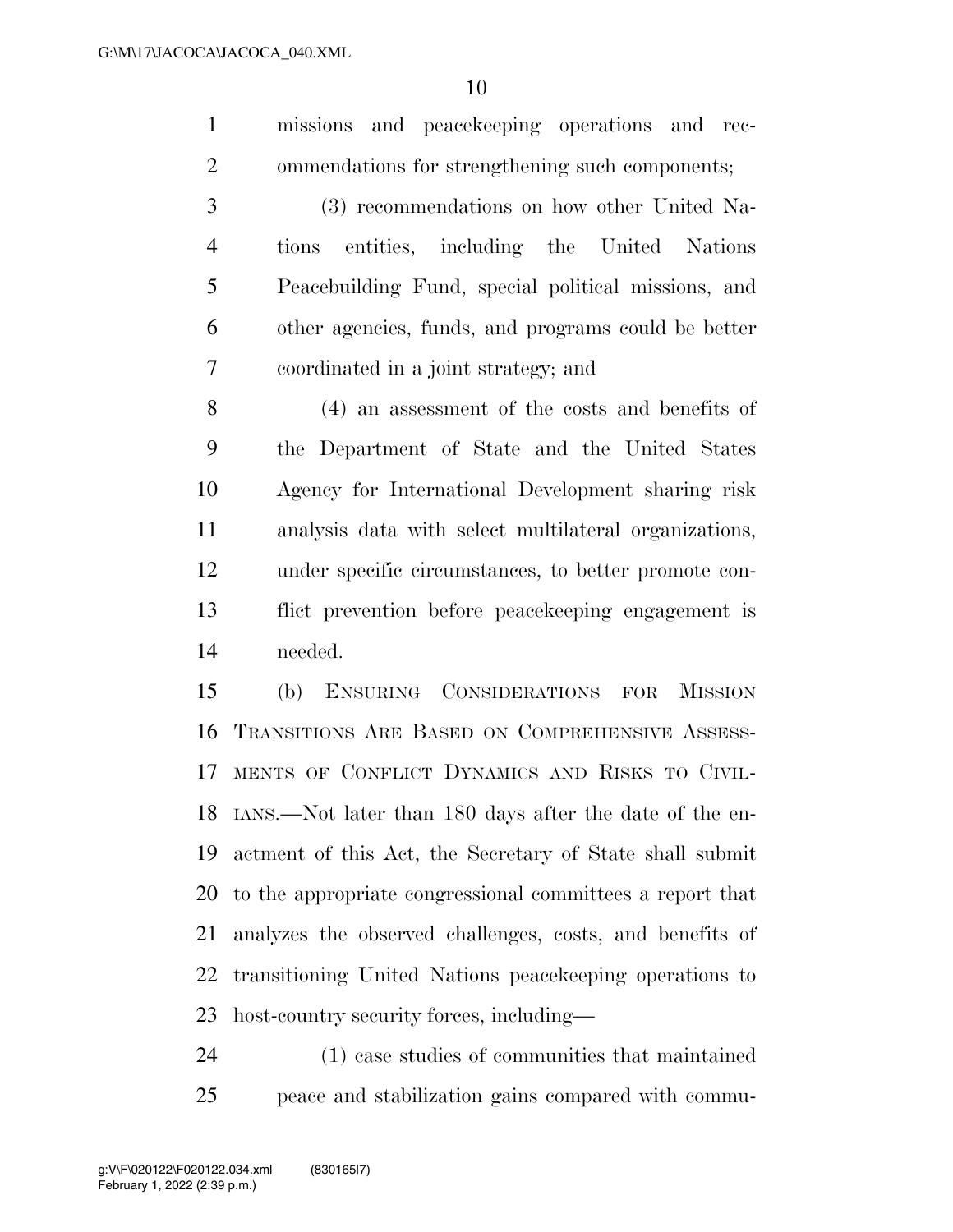missions and peacekeeping operations and recommendations for strengthening such components;

(3) recommendations on how other United Nations entities, including the United Nations Peacebuilding Fund, special political missions, and other agencies, funds, and programs could be better coordinated in a joint strategy; and

(4) an assessment of the costs and benefits of the Department of State and the United States Agency for International Development sharing risk analysis data with select multilateral organizations, under specific circumstances, to better promote conflict prevention before peacekeeping engagement is needed.

(b) ENSURING CONSIDERATIONS FOR MISSION TRANSITIONS ARE BASED ON COMPREHENSIVE ASSESSMENTS OF CONFLICT DYNAMICS AND RISKS TO CIVILIANS.—Not later than 180 days after the date of the enactment of this Act, the Secretary of State shall submit to the appropriate congressional committees a report that analyzes the observed challenges, costs, and benefits of transitioning United Nations peacekeeping operations to host-country security forces, including—

(1) case studies of communities that maintained peace and stabilization gains compared with commu-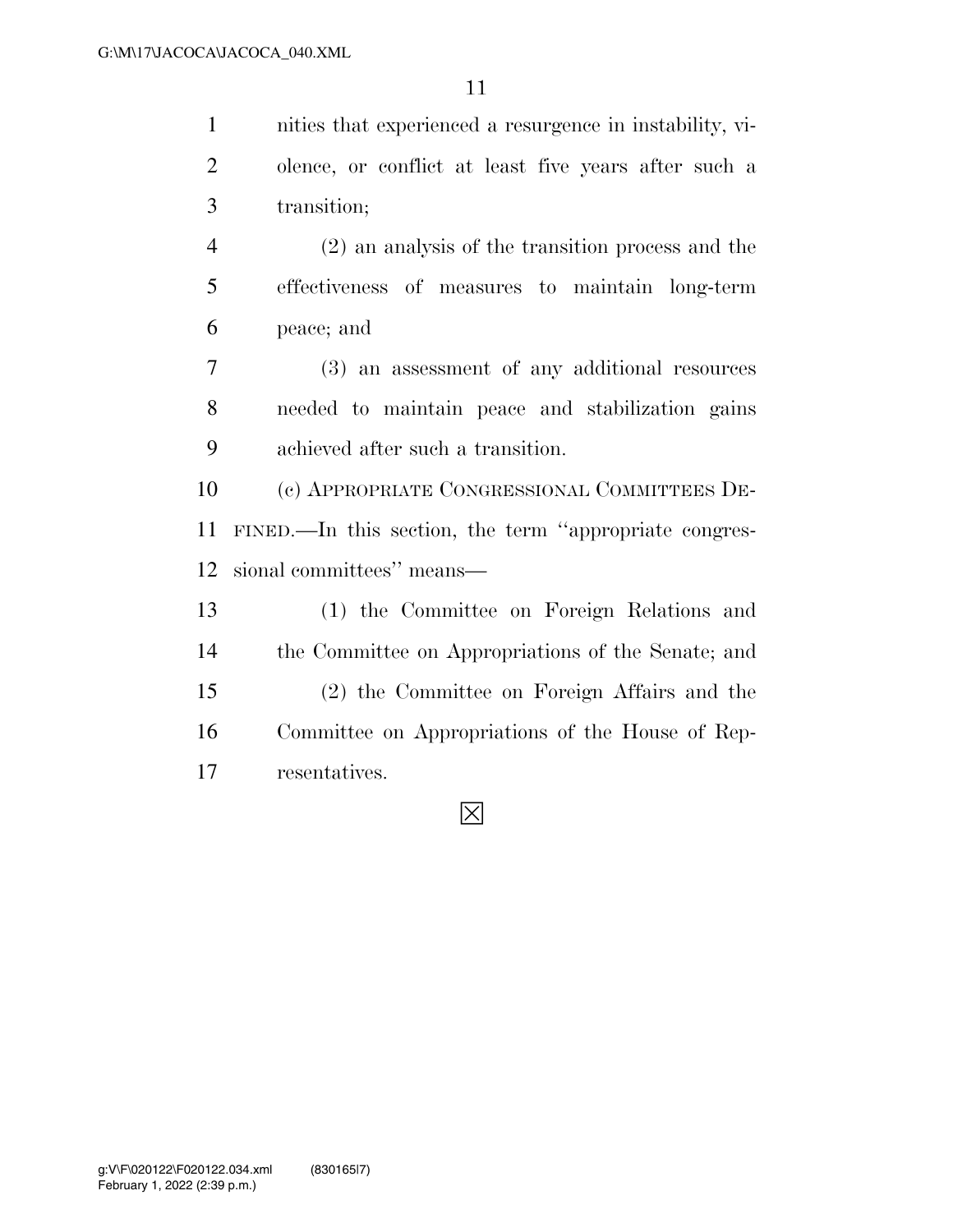nities that experienced a resurgence in instability, violence, or conflict at least five years after such a transition;

(2) an analysis of the transition process and the effectiveness of measures to maintain long-term peace; and

(3) an assessment of any additional resources needed to maintain peace and stabilization gains achieved after such a transition.

(c) APPROPRIATE CONGRESSIONAL COMMITTEES DEFINED.—In this section, the term "appropriate congressional committees" means—

(1) the Committee on Foreign Relations and the Committee on Appropriations of the Senate; and

(2) the Committee on Foreign Affairs and the Committee on Appropriations of the House of Representatives.